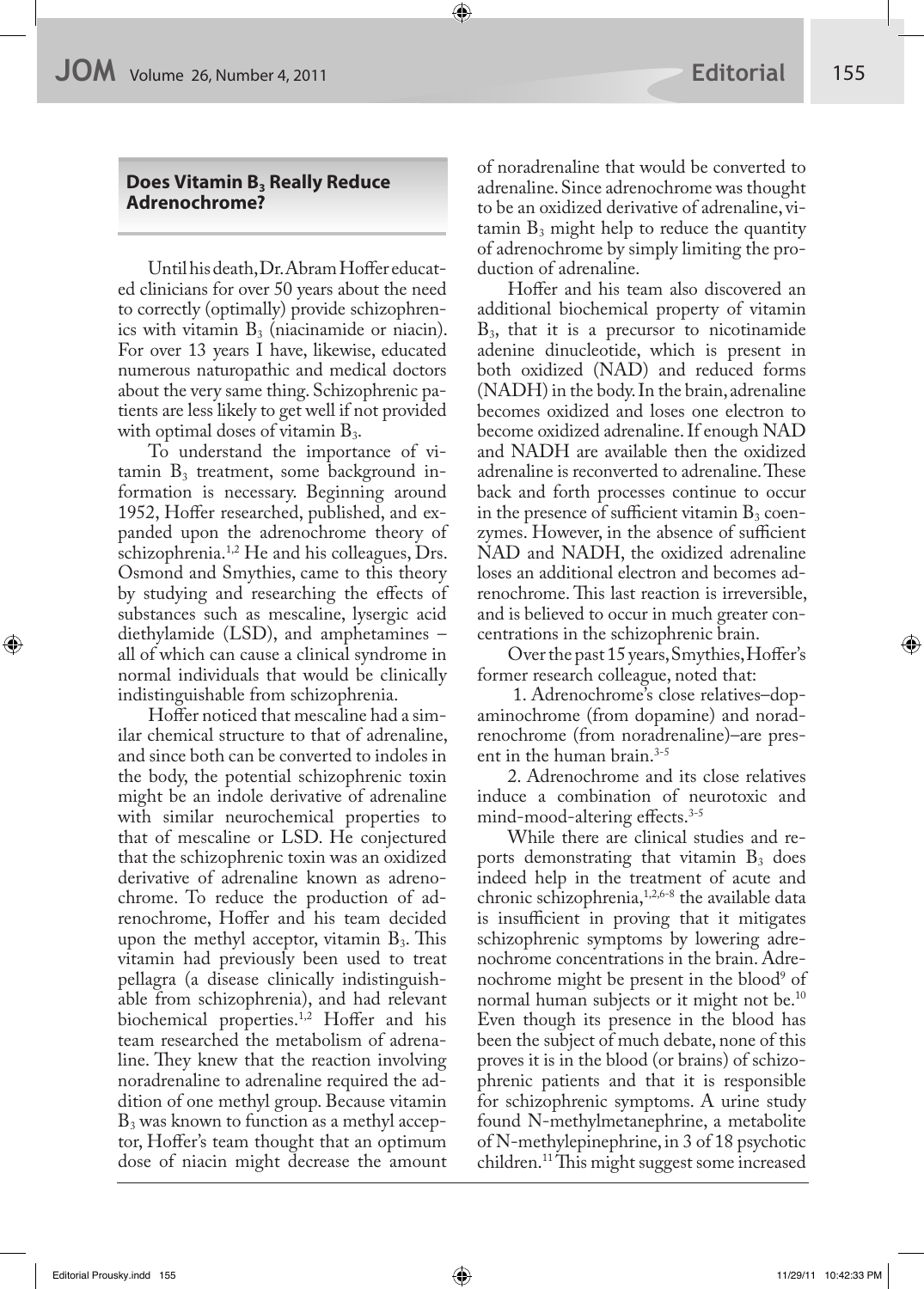## Does Vitamin $B_3$ Really Reduce Adrenochrome?

Until his death, Dr. Abram Hoffer educated clinicians for over 50 years about the need to correctly (optimally) provide schizophrenics with vitamin $B_3$ (niacinamide or niacin). For over 13 years I have, likewise, educated numerous naturopathic and medical doctors about the very same thing. Schizophrenic patients are less likely to get well if not provided with optimal doses of vitamin $B_3$.

To understand the importance of vitamin $B_3$ treatment, some background information is necessary. Beginning around 1952, Hoffer researched, published, and expanded upon the adrenochrome theory of schizophrenia.[1,2] He and his colleagues, Drs. Osmond and Smythies, came to this theory by studying and researching the effects of substances such as mescaline, lysergic acid diethylamide (LSD), and amphetamines – all of which can cause a clinical syndrome in normal individuals that would be clinically indistinguishable from schizophrenia.

Hoffer noticed that mescaline had a similar chemical structure to that of adrenaline, and since both can be converted to indoles in the body, the potential schizophrenic toxin might be an indole derivative of adrenaline with similar neurochemical properties to that of mescaline or LSD. He conjectured that the schizophrenic toxin was an oxidized derivative of adrenaline known as adrenochrome. To reduce the production of adrenochrome, Hoffer and his team decided upon the methyl acceptor, vitamin $B_3$. This vitamin had previously been used to treat pellagra (a disease clinically indistinguishable from schizophrenia), and had relevant biochemical properties.[1,2] Hoffer and his team researched the metabolism of adrenaline. They knew that the reaction involving noradrenaline to adrenaline required the addition of one methyl group. Because vitamin $B_3$ was known to function as a methyl acceptor, Hoffer's team thought that an optimum dose of niacin might decrease the amount of noradrenaline that would be converted to adrenaline. Since adrenochrome was thought to be an oxidized derivative of adrenaline, vitamin $B_3$ might help to reduce the quantity of adrenochrome by simply limiting the production of adrenaline.

Hoffer and his team also discovered an additional biochemical property of vitamin $B_3$, that it is a precursor to nicotinamide adenine dinucleotide, which is present in both oxidized (NAD) and reduced forms (NADH) in the body. In the brain, adrenaline becomes oxidized and loses one electron to become oxidized adrenaline. If enough NAD and NADH are available then the oxidized adrenaline is reconverted to adrenaline. These back and forth processes continue to occur in the presence of sufficient vitamin $B_3$ coenzymes. However, in the absence of sufficient NAD and NADH, the oxidized adrenaline loses an additional electron and becomes adrenochrome. This last reaction is irreversible, and is believed to occur in much greater concentrations in the schizophrenic brain.

Over the past 15 years, Smythies, Hoffer's former research colleague, noted that:

1. Adrenochrome's close relatives–dopaminochrome (from dopamine) and noradrenochrome (from noradrenaline)–are present in the human brain.[3-5]

2. Adrenochrome and its close relatives induce a combination of neurotoxic and mind-mood-altering effects.[3-5]

While there are clinical studies and reports demonstrating that vitamin $B_3$ does indeed help in the treatment of acute and chronic schizophrenia,[1,2,6-8] the available data is insufficient in proving that it mitigates schizophrenic symptoms by lowering adrenochrome concentrations in the brain. Adrenochrome might be present in the blood[9] of normal human subjects or it might not be.[10] Even though its presence in the blood has been the subject of much debate, none of this proves it is in the blood (or brains) of schizophrenic patients and that it is responsible for schizophrenic symptoms. A urine study found N-methylmetanephrine, a metabolite of N-methylepinephrine, in 3 of 18 psychotic children.[11] This might suggest some increased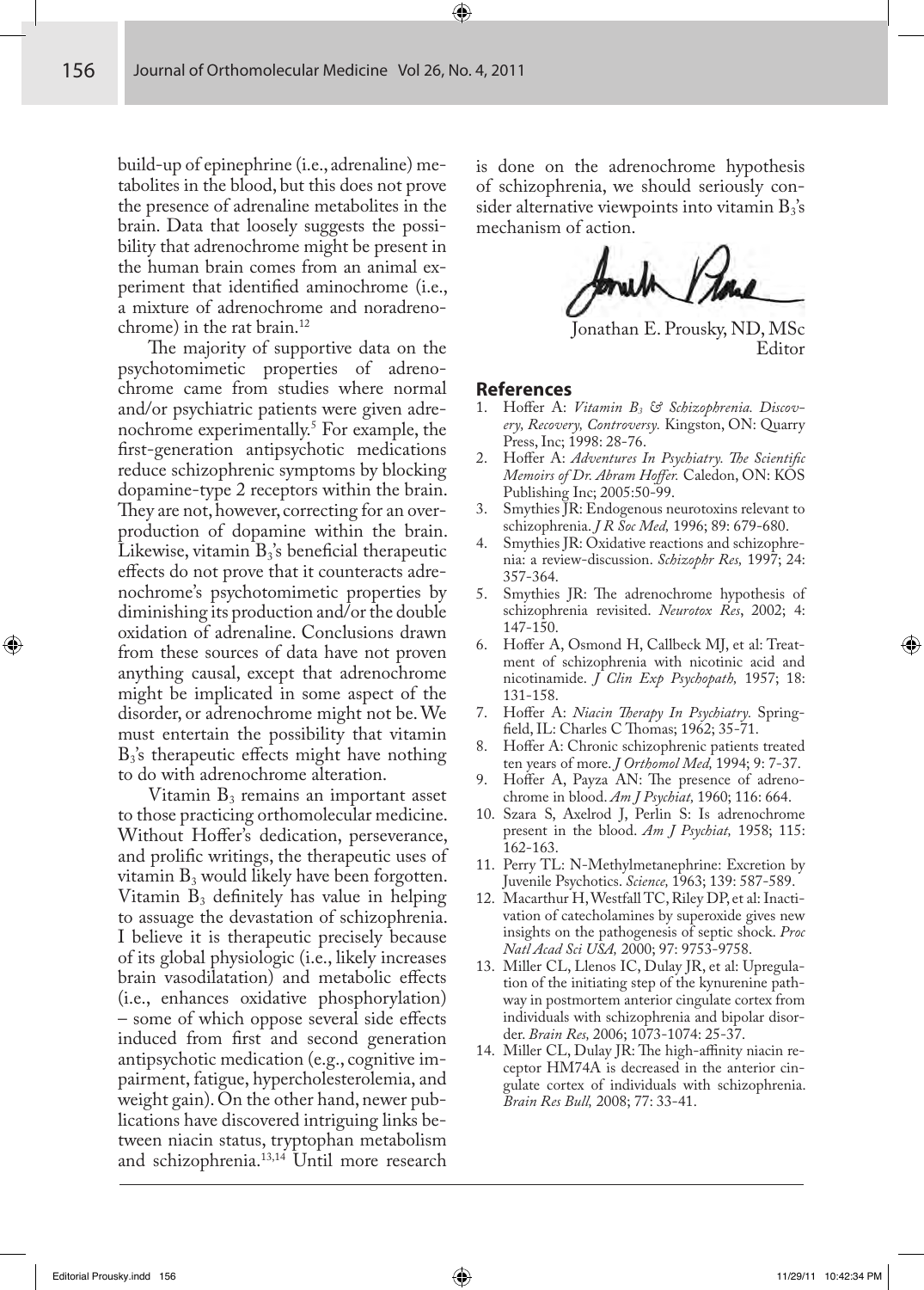build-up of epinephrine (i.e., adrenaline) metabolites in the blood, but this does not prove the presence of adrenaline metabolites in the brain. Data that loosely suggests the possibility that adrenochrome might be present in the human brain comes from an animal experiment that identified aminochrome (i.e., a mixture of adrenochrome and noradrenochrome) in the rat brain.[12]

The majority of supportive data on the psychotomimetic properties of adrenochrome came from studies where normal and/or psychiatric patients were given adrenochrome experimentally.[5] For example, the first-generation antipsychotic medications reduce schizophrenic symptoms by blocking dopamine-type 2 receptors within the brain. They are not, however, correcting for an overproduction of dopamine within the brain. Likewise, vitamin $B_3$'s beneficial therapeutic effects do not prove that it counteracts adrenochrome's psychotomimetic properties by diminishing its production and/or the double oxidation of adrenaline. Conclusions drawn from these sources of data have not proven anything causal, except that adrenochrome might be implicated in some aspect of the disorder, or adrenochrome might not be. We must entertain the possibility that vitamin $B_3$'s therapeutic effects might have nothing to do with adrenochrome alteration.

Vitamin $B_3$ remains an important asset to those practicing orthomolecular medicine. Without Hoffer's dedication, perseverance, and prolific writings, the therapeutic uses of vitamin $B_3$ would likely have been forgotten. Vitamin $B_3$ definitely has value in helping to assuage the devastation of schizophrenia. I believe it is therapeutic precisely because of its global physiologic (i.e., likely increases brain vasodilatation) and metabolic effects (i.e., enhances oxidative phosphorylation) – some of which oppose several side effects induced from first and second generation antipsychotic medication (e.g., cognitive impairment, fatigue, hypercholesterolemia, and weight gain). On the other hand, newer publications have discovered intriguing links between niacin status, tryptophan metabolism and schizophrenia.[13,14] Until more research is done on the adrenochrome hypothesis of schizophrenia, we should seriously consider alternative viewpoints into vitamin $B_3$'s mechanism of action.

Jonathan E. Prousky, ND, MSc
Editor

## References

1. Hoffer A: *Vitamin $B_3$ & Schizophrenia. Discovery, Recovery, Controversy.* Kingston, ON: Quarry Press, Inc; 1998: 28-76.
2. Hoffer A: *Adventures In Psychiatry. The Scientific Memoirs of Dr. Abram Hoffer.* Caledon, ON: KOS Publishing Inc; 2005:50-99.
3. Smythies JR: Endogenous neurotoxins relevant to schizophrenia. *J R Soc Med,* 1996; 89: 679-680.
4. Smythies JR: Oxidative reactions and schizophrenia: a review-discussion. *Schizophr Res,* 1997; 24: 357-364.
5. Smythies JR: The adrenochrome hypothesis of schizophrenia revisited. *Neurotox Res*, 2002; 4: 147-150.
6. Hoffer A, Osmond H, Callbeck MJ, et al: Treatment of schizophrenia with nicotinic acid and nicotinamide. *J Clin Exp Psychopath,* 1957; 18: 131-158.
7. Hoffer A: *Niacin Therapy In Psychiatry.* Springfield, IL: Charles C Thomas; 1962; 35-71.
8. Hoffer A: Chronic schizophrenic patients treated ten years of more. *J Orthomol Med,* 1994; 9: 7-37.
9. Hoffer A, Payza AN: The presence of adrenochrome in blood. *Am J Psychiat,* 1960; 116: 664.
10. Szara S, Axelrod J, Perlin S: Is adrenochrome present in the blood. *Am J Psychiat,* 1958; 115: 162-163.
11. Perry TL: N-Methylmetanephrine: Excretion by Juvenile Psychotics. *Science,* 1963; 139: 587-589.
12. Macarthur H, Westfall TC, Riley DP, et al: Inactivation of catecholamines by superoxide gives new insights on the pathogenesis of septic shock. *Proc Natl Acad Sci USA,* 2000; 97: 9753-9758.
13. Miller CL, Llenos IC, Dulay JR, et al: Upregulation of the initiating step of the kynurenine pathway in postmortem anterior cingulate cortex from individuals with schizophrenia and bipolar disorder. *Brain Res,* 2006; 1073-1074: 25-37.
14. Miller CL, Dulay JR: The high-affinity niacin receptor HM74A is decreased in the anterior cingulate cortex of individuals with schizophrenia. *Brain Res Bull,* 2008; 77: 33-41.